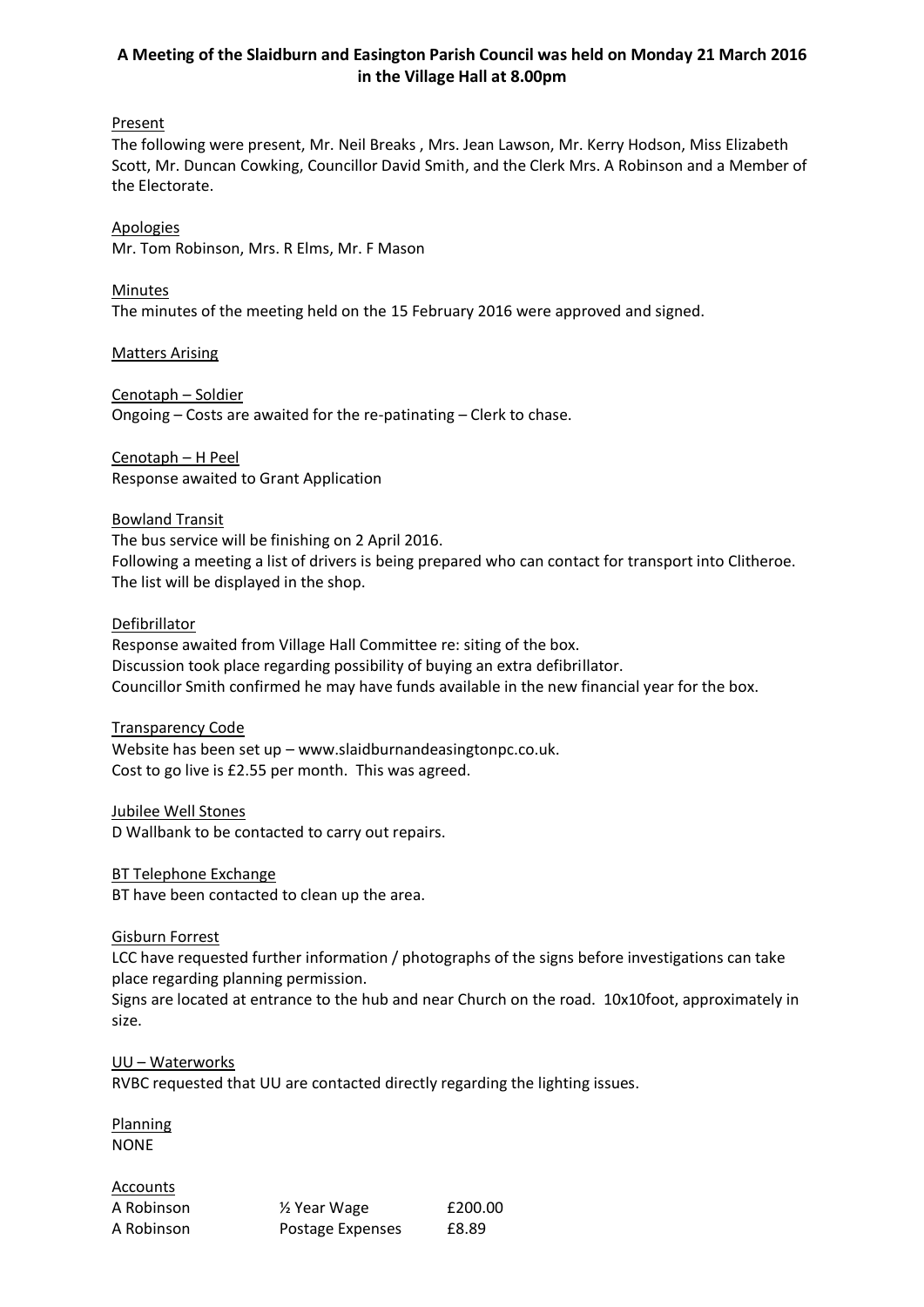**A Meeting of the Slaidburn and Easington Parish Council was held on Monday 21 March 2016 in the Village Hall at 8.00pm**

Present

The following were present, Mr. Neil Breaks , Mrs. Jean Lawson, Mr. Kerry Hodson, Miss Elizabeth Scott, Mr. Duncan Cowking, Councillor David Smith, and the Clerk Mrs. A Robinson and a Member of the Electorate.

Apologies

Mr. Tom Robinson, Mrs. R Elms, Mr. F Mason

Minutes

The minutes of the meeting held on the 15 February 2016 were approved and signed.

Matters Arising

Cenotaph – Soldier

Ongoing – Costs are awaited for the re-patinating – Clerk to chase.

Cenotaph – H Peel

Response awaited to Grant Application

Bowland Transit

The bus service will be finishing on 2 April 2016.
Following a meeting a list of drivers is being prepared who can contact for transport into Clitheroe. The list will be displayed in the shop.

Defibrillator

Response awaited from Village Hall Committee re: siting of the box.
Discussion took place regarding possibility of buying an extra defibrillator.
Councillor Smith confirmed he may have funds available in the new financial year for the box.

Transparency Code

Website has been set up – www.slaidburnandeasingtonpc.co.uk.
Cost to go live is £2.55 per month. This was agreed.

Jubilee Well Stones

D Wallbank to be contacted to carry out repairs.

BT Telephone Exchange

BT have been contacted to clean up the area.

Gisburn Forrest

LCC have requested further information / photographs of the signs before investigations can take place regarding planning permission.
Signs are located at entrance to the hub and near Church on the road. 10x10foot, approximately in size.

UU – Waterworks

RVBC requested that UU are contacted directly regarding the lighting issues.

Planning

NONE

Accounts

| | | |
|---|---|---|
| A Robinson | ½ Year Wage | £200.00 |
| A Robinson | Postage Expenses | £8.89 |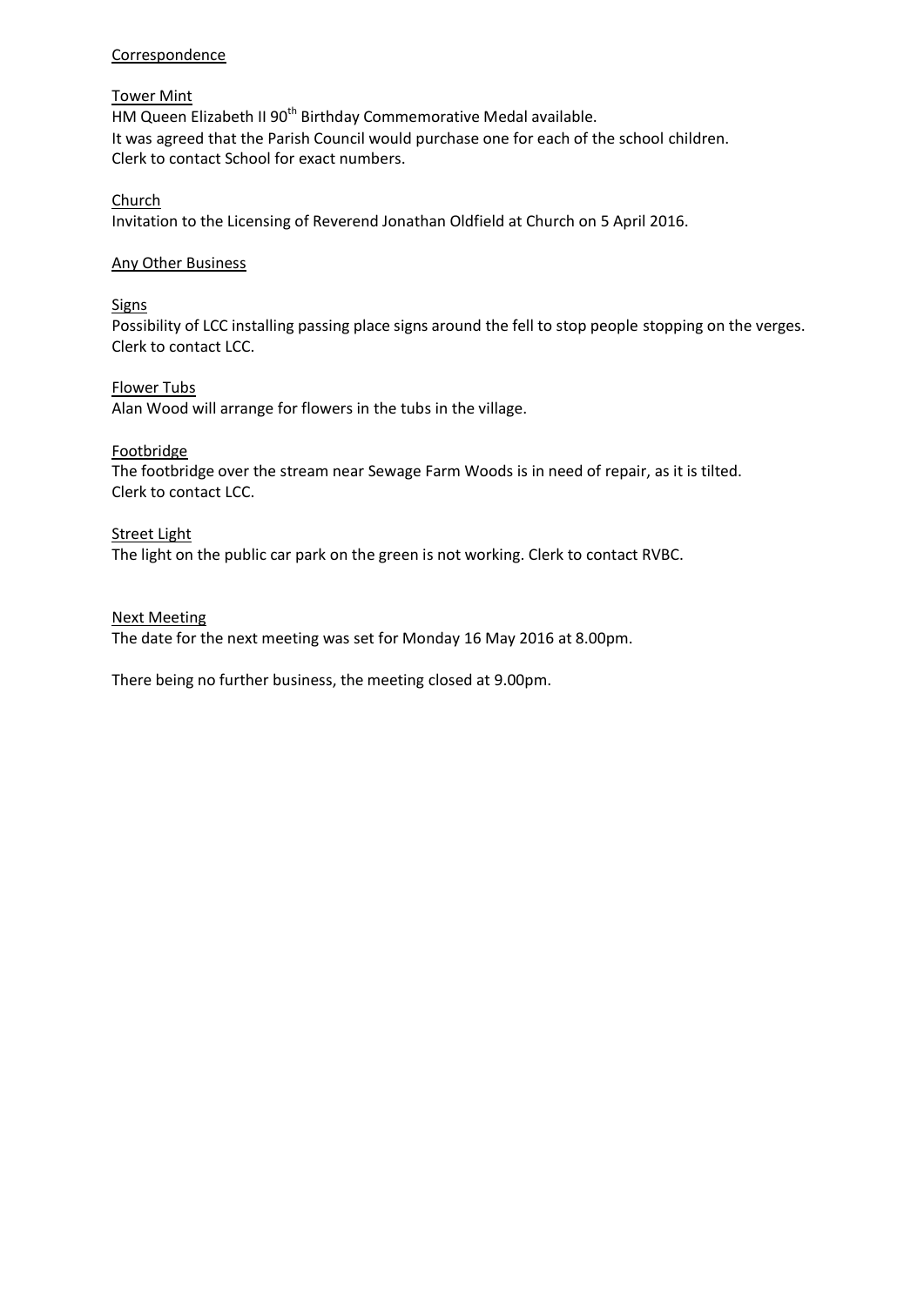Correspondence

Tower Mint

HM Queen Elizabeth II 90th Birthday Commemorative Medal available.
It was agreed that the Parish Council would purchase one for each of the school children.
Clerk to contact School for exact numbers.

Church

Invitation to the Licensing of Reverend Jonathan Oldfield at Church on 5 April 2016.

Any Other Business

Signs

Possibility of LCC installing passing place signs around the fell to stop people stopping on the verges.
Clerk to contact LCC.

Flower Tubs

Alan Wood will arrange for flowers in the tubs in the village.

Footbridge

The footbridge over the stream near Sewage Farm Woods is in need of repair, as it is tilted.
Clerk to contact LCC.

Street Light

The light on the public car park on the green is not working. Clerk to contact RVBC.

Next Meeting

The date for the next meeting was set for Monday 16 May 2016 at 8.00pm.

There being no further business, the meeting closed at 9.00pm.